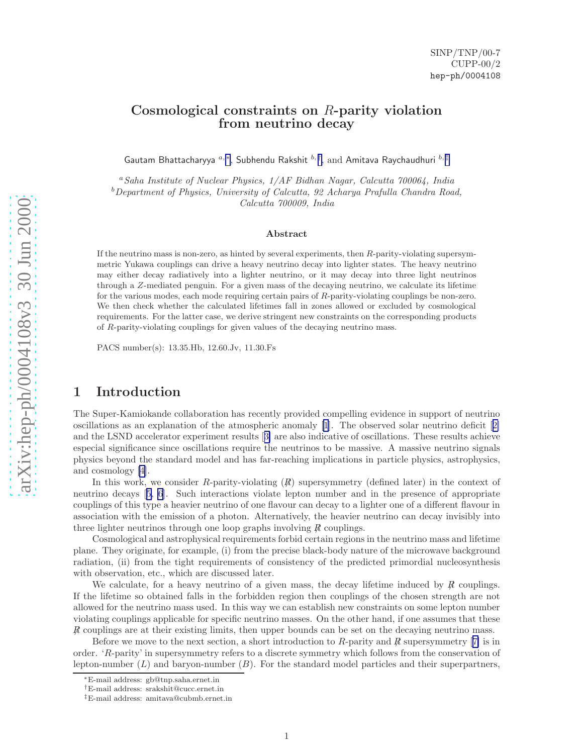SINP/TNP/00-7
CUPP-00/2
hep-ph/0004108

# Cosmological constraints on $R$-parity violation from neutrino decay

Gautam Bhattacharyya [a,*], Subhendu Rakshit [b,†], and Amitava Raychaudhuri [b,‡]

[a] *Saha Institute of Nuclear Physics, 1/AF Bidhan Nagar, Calcutta 700064, India*
[b] *Department of Physics, University of Calcutta, 92 Acharya Prafulla Chandra Road, Calcutta 700009, India*

### Abstract

If the neutrino mass is non-zero, as hinted by several experiments, then $R$-parity-violating supersymmetric Yukawa couplings can drive a heavy neutrino decay into lighter states. The heavy neutrino may either decay radiatively into a lighter neutrino, or it may decay into three light neutrinos through a $Z$-mediated penguin. For a given mass of the decaying neutrino, we calculate its lifetime for the various modes, each mode requiring certain pairs of $R$-parity-violating couplings be non-zero. We then check whether the calculated lifetimes fall in zones allowed or excluded by cosmological requirements. For the latter case, we derive stringent new constraints on the corresponding products of $R$-parity-violating couplings for given values of the decaying neutrino mass.

PACS number(s): 13.35.Hb, 12.60.Jv, 11.30.Fs

## 1 Introduction

The Super-Kamiokande collaboration has recently provided compelling evidence in support of neutrino oscillations as an explanation of the atmospheric anomaly [1]. The observed solar neutrino deficit [2] and the LSND accelerator experiment results [3] are also indicative of oscillations. These results achieve especial significance since oscillations require the neutrinos to be massive. A massive neutrino signals physics beyond the standard model and has far-reaching implications in particle physics, astrophysics, and cosmology [4].

In this work, we consider $R$-parity-violating ($\not{R}$) supersymmetry (defined later) in the context of neutrino decays [5, 6]. Such interactions violate lepton number and in the presence of appropriate couplings of this type a heavier neutrino of one flavour can decay to a lighter one of a different flavour in association with the emission of a photon. Alternatively, the heavier neutrino can decay invisibly into three lighter neutrinos through one loop graphs involving $\not{R}$ couplings.

Cosmological and astrophysical requirements forbid certain regions in the neutrino mass and lifetime plane. They originate, for example, (i) from the precise black-body nature of the microwave background radiation, (ii) from the tight requirements of consistency of the predicted primordial nucleosynthesis with observation, etc., which are discussed later.

We calculate, for a heavy neutrino of a given mass, the decay lifetime induced by $\not{R}$ couplings. If the lifetime so obtained falls in the forbidden region then couplings of the chosen strength are not allowed for the neutrino mass used. In this way we can establish new constraints on some lepton number violating couplings applicable for specific neutrino masses. On the other hand, if one assumes that these $\not{R}$ couplings are at their existing limits, then upper bounds can be set on the decaying neutrino mass.

Before we move to the next section, a short introduction to $R$-parity and $\not{R}$ supersymmetry [7] is in order. '$R$-parity' in supersymmetry refers to a discrete symmetry which follows from the conservation of lepton-number ($L$) and baryon-number ($B$). For the standard model particles and their superpartners,

---

*E-mail address: gb@tnp.saha.ernet.in
†E-mail address: srakshit@cucc.ernet.in
‡E-mail address: amitava@cubmb.ernet.in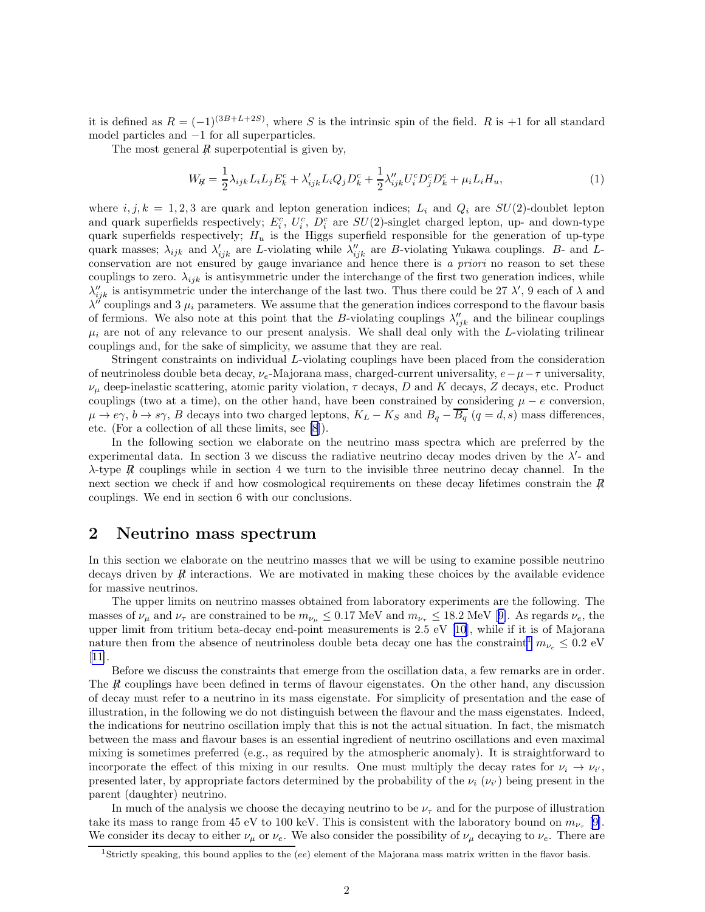it is defined as $R = (-1)^{(3B+L+2S)}$, where $S$ is the intrinsic spin of the field. $R$ is +1 for all standard model particles and −1 for all superparticles.

The most general $\not{R}$ superpotential is given by,

$$W_{\not{R}} = \frac{1}{2}\lambda_{ijk} L_i L_j E^c_k + \lambda'_{ijk} L_i Q_j D^c_k + \frac{1}{2}\lambda''_{ijk} U^c_i D^c_j D^c_k + \mu_i L_i H_u, \tag{1}$$

where $i, j, k = 1, 2, 3$ are quark and lepton generation indices; $L_i$ and $Q_i$ are $SU(2)$-doublet lepton and quark superfields respectively; $E^c_i$, $U^c_i$, $D^c_i$ are $SU(2)$-singlet charged lepton, up- and down-type quark superfields respectively; $H_u$ is the Higgs superfield responsible for the generation of up-type quark masses; $\lambda_{ijk}$ and $\lambda'_{ijk}$ are $L$-violating while $\lambda''_{ijk}$ are $B$-violating Yukawa couplings. $B$- and $L$-conservation are not ensured by gauge invariance and hence there is *a priori* no reason to set these couplings to zero. $\lambda_{ijk}$ is antisymmetric under the interchange of the first two generation indices, while $\lambda''_{ijk}$ is antisymmetric under the interchange of the last two. Thus there could be 27 $\lambda'$, 9 each of $\lambda$ and $\lambda''$ couplings and 3 $\mu_i$ parameters. We assume that the generation indices correspond to the flavour basis of fermions. We also note at this point that the $B$-violating couplings $\lambda''_{ijk}$ and the bilinear couplings $\mu_i$ are not of any relevance to our present analysis. We shall deal only with the $L$-violating trilinear couplings and, for the sake of simplicity, we assume that they are real.

Stringent constraints on individual $L$-violating couplings have been placed from the consideration of neutrinoless double beta decay, $\nu_e$-Majorana mass, charged-current universality, $e-\mu-\tau$ universality, $\nu_\mu$ deep-inelastic scattering, atomic parity violation, $\tau$ decays, $D$ and $K$ decays, $Z$ decays, etc. Product couplings (two at a time), on the other hand, have been constrained by considering $\mu - e$ conversion, $\mu \to e\gamma$, $b \to s\gamma$, $B$ decays into two charged leptons, $K_L - K_S$ and $B_q - \overline{B_q}$ $(q = d, s)$ mass differences, etc. (For a collection of all these limits, see [8]).

In the following section we elaborate on the neutrino mass spectra which are preferred by the experimental data. In section 3 we discuss the radiative neutrino decay modes driven by the $\lambda'$- and $\lambda$-type $\not{R}$ couplings while in section 4 we turn to the invisible three neutrino decay channel. In the next section we check if and how cosmological requirements on these decay lifetimes constrain the $\not{R}$ couplings. We end in section 6 with our conclusions.

## 2 Neutrino mass spectrum

In this section we elaborate on the neutrino masses that we will be using to examine possible neutrino decays driven by $\not{R}$ interactions. We are motivated in making these choices by the available evidence for massive neutrinos.

The upper limits on neutrino masses obtained from laboratory experiments are the following. The masses of $\nu_\mu$ and $\nu_\tau$ are constrained to be $m_{\nu_\mu} \leq 0.17$ MeV and $m_{\nu_\tau} \leq 18.2$ MeV [9]. As regards $\nu_e$, the upper limit from tritium beta-decay end-point measurements is 2.5 eV [10], while if it is of Majorana nature then from the absence of neutrinoless double beta decay one has the constraint[1] $m_{\nu_e} \leq 0.2$ eV [11].

Before we discuss the constraints that emerge from the oscillation data, a few remarks are in order. The $\not{R}$ couplings have been defined in terms of flavour eigenstates. On the other hand, any discussion of decay must refer to a neutrino in its mass eigenstate. For simplicity of presentation and the ease of illustration, in the following we do not distinguish between the flavour and the mass eigenstates. Indeed, the indications for neutrino oscillation imply that this is not the actual situation. In fact, the mismatch between the mass and flavour bases is an essential ingredient of neutrino oscillations and even maximal mixing is sometimes preferred (e.g., as required by the atmospheric anomaly). It is straightforward to incorporate the effect of this mixing in our results. One must multiply the decay rates for $\nu_i \to \nu_{i'}$, presented later, by appropriate factors determined by the probability of the $\nu_i$ $(\nu_{i'})$ being present in the parent (daughter) neutrino.

In much of the analysis we choose the decaying neutrino to be $\nu_\tau$ and for the purpose of illustration take its mass to range from 45 eV to 100 keV. This is consistent with the laboratory bound on $m_{\nu_\tau}$ [9]. We consider its decay to either $\nu_\mu$ or $\nu_e$. We also consider the possibility of $\nu_\mu$ decaying to $\nu_e$. There are

[1] Strictly speaking, this bound applies to the $(ee)$ element of the Majorana mass matrix written in the flavor basis.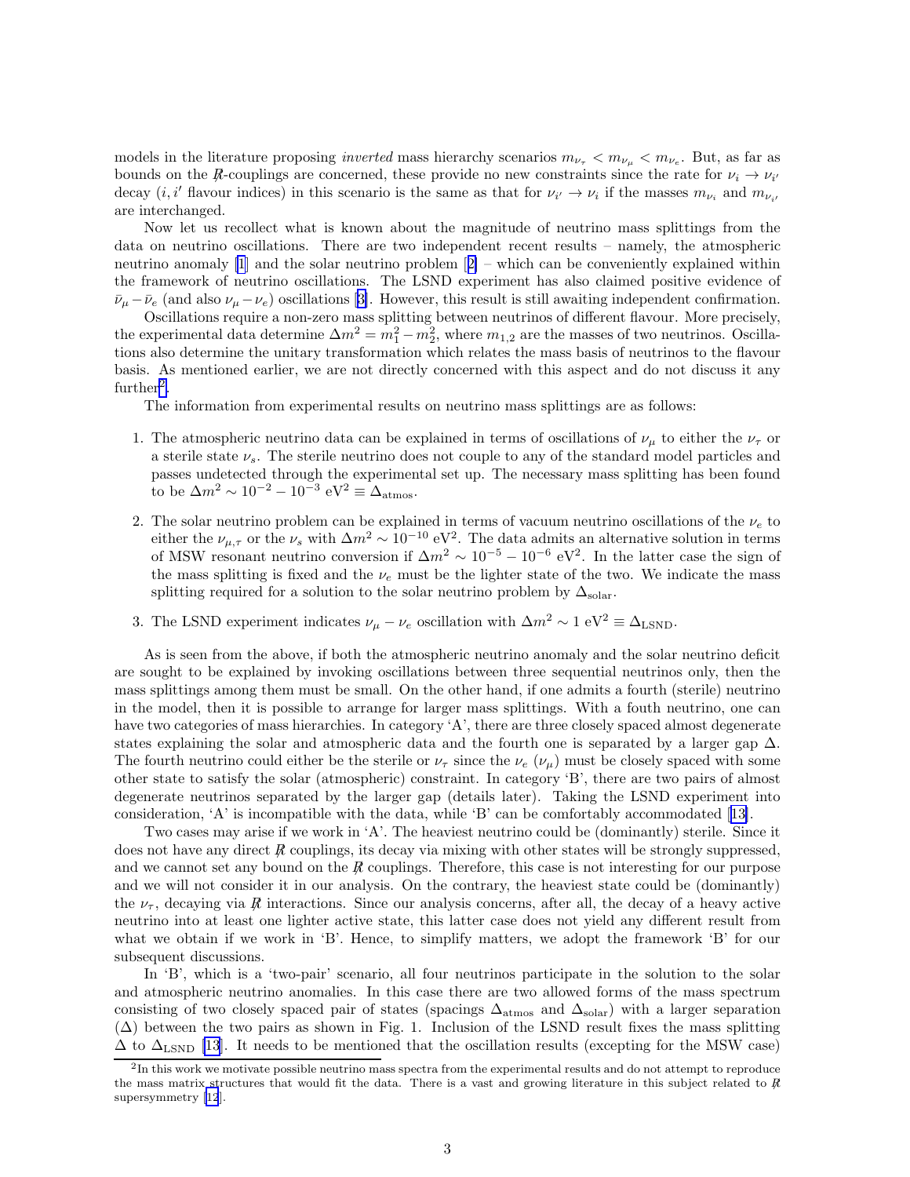models in the literature proposing *inverted* mass hierarchy scenarios $m_{\nu_\tau} < m_{\nu_\mu} < m_{\nu_e}$. But, as far as bounds on the $\not{R}$-couplings are concerned, these provide no new constraints since the rate for $\nu_i \to \nu_{i'}$ decay ($i, i'$ flavour indices) in this scenario is the same as that for $\nu_{i'} \to \nu_i$ if the masses $m_{\nu_i}$ and $m_{\nu_{i'}}$ are interchanged.

Now let us recollect what is known about the magnitude of neutrino mass splittings from the data on neutrino oscillations. There are two independent recent results – namely, the atmospheric neutrino anomaly [1] and the solar neutrino problem [2] – which can be conveniently explained within the framework of neutrino oscillations. The LSND experiment has also claimed positive evidence of $\bar{\nu}_\mu - \bar{\nu}_e$ (and also $\nu_\mu - \nu_e$) oscillations [3]. However, this result is still awaiting independent confirmation.

Oscillations require a non-zero mass splitting between neutrinos of different flavour. More precisely, the experimental data determine $\Delta m^2 = m_1^2 - m_2^2$, where $m_{1,2}$ are the masses of two neutrinos. Oscillations also determine the unitary transformation which relates the mass basis of neutrinos to the flavour basis. As mentioned earlier, we are not directly concerned with this aspect and do not discuss it any further[2].

The information from experimental results on neutrino mass splittings are as follows:

1. The atmospheric neutrino data can be explained in terms of oscillations of $\nu_\mu$ to either the $\nu_\tau$ or a sterile state $\nu_s$. The sterile neutrino does not couple to any of the standard model particles and passes undetected through the experimental set up. The necessary mass splitting has been found to be $\Delta m^2 \sim 10^{-2} - 10^{-3}$ eV$^2 \equiv \Delta_{\rm atmos}$.

2. The solar neutrino problem can be explained in terms of vacuum neutrino oscillations of the $\nu_e$ to either the $\nu_{\mu,\tau}$ or the $\nu_s$ with $\Delta m^2 \sim 10^{-10}$ eV$^2$. The data admits an alternative solution in terms of MSW resonant neutrino conversion if $\Delta m^2 \sim 10^{-5} - 10^{-6}$ eV$^2$. In the latter case the sign of the mass splitting is fixed and the $\nu_e$ must be the lighter state of the two. We indicate the mass splitting required for a solution to the solar neutrino problem by $\Delta_{\rm solar}$.

3. The LSND experiment indicates $\nu_\mu - \nu_e$ oscillation with $\Delta m^2 \sim 1$ eV$^2 \equiv \Delta_{\rm LSND}$.

As is seen from the above, if both the atmospheric neutrino anomaly and the solar neutrino deficit are sought to be explained by invoking oscillations between three sequential neutrinos only, then the mass splittings among them must be small. On the other hand, if one admits a fourth (sterile) neutrino in the model, then it is possible to arrange for larger mass splittings. With a fouth neutrino, one can have two categories of mass hierarchies. In category 'A', there are three closely spaced almost degenerate states explaining the solar and atmospheric data and the fourth one is separated by a larger gap $\Delta$. The fourth neutrino could either be the sterile or $\nu_\tau$ since the $\nu_e$ ($\nu_\mu$) must be closely spaced with some other state to satisfy the solar (atmospheric) constraint. In category 'B', there are two pairs of almost degenerate neutrinos separated by the larger gap (details later). Taking the LSND experiment into consideration, 'A' is incompatible with the data, while 'B' can be comfortably accommodated [13].

Two cases may arise if we work in 'A'. The heaviest neutrino could be (dominantly) sterile. Since it does not have any direct $\not{R}$ couplings, its decay via mixing with other states will be strongly suppressed, and we cannot set any bound on the $\not{R}$ couplings. Therefore, this case is not interesting for our purpose and we will not consider it in our analysis. On the contrary, the heaviest state could be (dominantly) the $\nu_\tau$, decaying via $\not{R}$ interactions. Since our analysis concerns, after all, the decay of a heavy active neutrino into at least one lighter active state, this latter case does not yield any different result from what we obtain if we work in 'B'. Hence, to simplify matters, we adopt the framework 'B' for our subsequent discussions.

In 'B', which is a 'two-pair' scenario, all four neutrinos participate in the solution to the solar and atmospheric neutrino anomalies. In this case there are two allowed forms of the mass spectrum consisting of two closely spaced pair of states (spacings $\Delta_{\rm atmos}$ and $\Delta_{\rm solar}$) with a larger separation ($\Delta$) between the two pairs as shown in Fig. 1. Inclusion of the LSND result fixes the mass splitting $\Delta$ to $\Delta_{\rm LSND}$ [13]. It needs to be mentioned that the oscillation results (excepting for the MSW case)

[2] In this work we motivate possible neutrino mass spectra from the experimental results and do not attempt to reproduce the mass matrix structures that would fit the data. There is a vast and growing literature in this subject related to $\not{R}$ supersymmetry [12].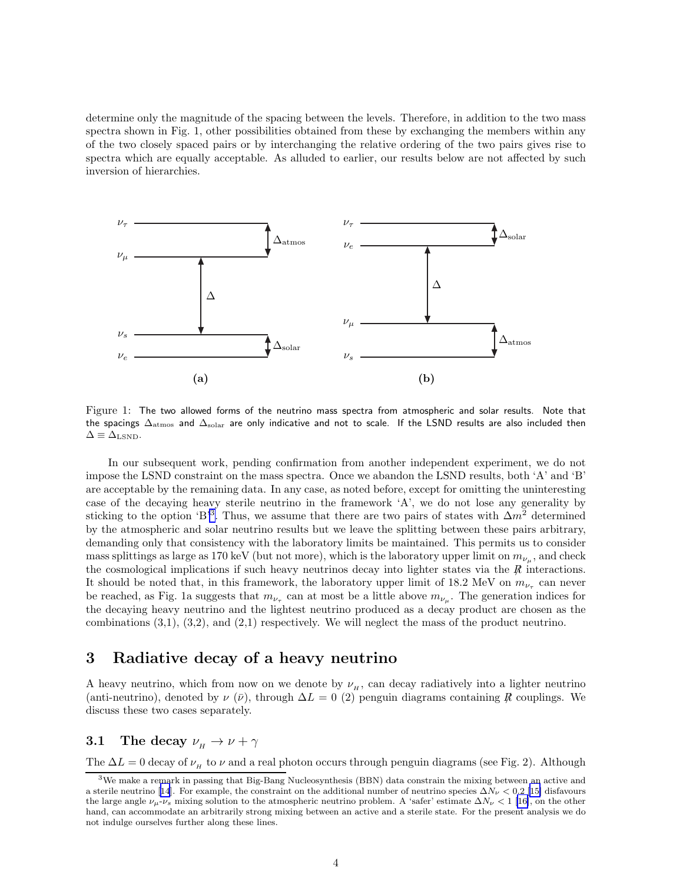determine only the magnitude of the spacing between the levels. Therefore, in addition to the two mass spectra shown in Fig. 1, other possibilities obtained from these by exchanging the members within any of the two closely spaced pairs or by interchanging the relative ordering of the two pairs gives rise to spectra which are equally acceptable. As alluded to earlier, our results below are not affected by such inversion of hierarchies.

Figure 1: The two allowed forms of the neutrino mass spectra from atmospheric and solar results. Note that the spacings $\Delta_{\rm atmos}$ and $\Delta_{\rm solar}$ are only indicative and not to scale. If the LSND results are also included then $\Delta \equiv \Delta_{\rm LSND}$.

In our subsequent work, pending confirmation from another independent experiment, we do not impose the LSND constraint on the mass spectra. Once we abandon the LSND results, both 'A' and 'B' are acceptable by the remaining data. In any case, as noted before, except for omitting the uninteresting case of the decaying heavy sterile neutrino in the framework 'A', we do not lose any generality by sticking to the option 'B'[3]. Thus, we assume that there are two pairs of states with $\Delta m^2$ determined by the atmospheric and solar neutrino results but we leave the splitting between these pairs arbitrary, demanding only that consistency with the laboratory limits be maintained. This permits us to consider mass splittings as large as 170 keV (but not more), which is the laboratory upper limit on $m_{\nu_\mu}$, and check the cosmological implications if such heavy neutrinos decay into lighter states via the $\not{R}$ interactions. It should be noted that, in this framework, the laboratory upper limit of 18.2 MeV on $m_{\nu_\tau}$ can never be reached, as Fig. 1a suggests that $m_{\nu_\tau}$ can at most be a little above $m_{\nu_\mu}$. The generation indices for the decaying heavy neutrino and the lightest neutrino produced as a decay product are chosen as the combinations (3,1), (3,2), and (2,1) respectively. We will neglect the mass of the product neutrino.

# 3 Radiative decay of a heavy neutrino

A heavy neutrino, which from now on we denote by $\nu_{_H}$, can decay radiatively into a lighter neutrino (anti-neutrino), denoted by $\nu$ ($\bar{\nu}$), through $\Delta L = 0$ (2) penguin diagrams containing $\not{R}$ couplings. We discuss these two cases separately.

## 3.1 The decay $\nu_{_H} \rightarrow \nu + \gamma$

The $\Delta L = 0$ decay of $\nu_{_H}$ to $\nu$ and a real photon occurs through penguin diagrams (see Fig. 2). Although

[3] We make a remark in passing that Big-Bang Nucleosynthesis (BBN) data constrain the mixing between an active and a sterile neutrino [14]. For example, the constraint on the additional number of neutrino species $\Delta N_\nu < 0.2$ [15] disfavours the large angle $\nu_\mu$-$\nu_s$ mixing solution to the atmospheric neutrino problem. A 'safer' estimate $\Delta N_\nu < 1$ [16], on the other hand, can accommodate an arbitrarily strong mixing between an active and a sterile state. For the present analysis we do not indulge ourselves further along these lines.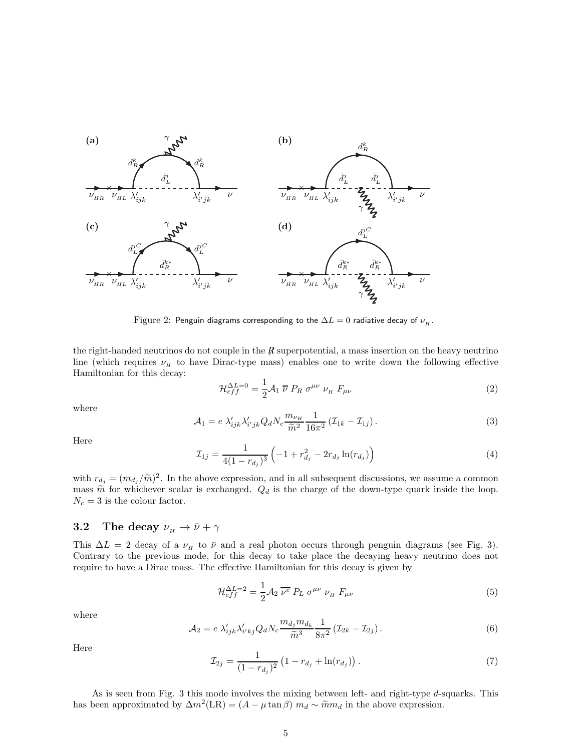Figure 2: Penguin diagrams corresponding to the $\Delta L = 0$ radiative decay of $\nu_{_H}$.

the right-handed neutrinos do not couple in the $\not R$ superpotential, a mass insertion on the heavy neutrino line (which requires $\nu_{_H}$ to have Dirac-type mass) enables one to write down the following effective Hamiltonian for this decay:

$$\mathcal{H}_{eff}^{\Delta L=0} = \frac{1}{2}\mathcal{A}_1 \; \overline{\nu} \; P_R \; \sigma^{\mu\nu} \; \nu_{_H} \; F_{\mu\nu} \tag{2}$$

where

$$\mathcal{A}_1 = e \; \lambda'_{ijk}\lambda'_{i'jk} Q_d N_c \frac{m_{\nu_H}}{\widetilde{m}^2}\frac{1}{16\pi^2}\left(\mathcal{I}_{1k} - \mathcal{I}_{1j}\right). \tag{3}$$

Here

$$\mathcal{I}_{1j} = \frac{1}{4(1-r_{d_j})^3}\left(-1 + r_{d_j}^2 - 2r_{d_j}\ln(r_{d_j})\right) \tag{4}$$

with $r_{d_j} = (m_{d_j}/\widetilde{m})^2$. In the above expression, and in all subsequent discussions, we assume a common mass $\widetilde{m}$ for whichever scalar is exchanged. $Q_d$ is the charge of the down-type quark inside the loop. $N_c = 3$ is the colour factor.

## 3.2 The decay $\nu_{_H} \to \bar{\nu} + \gamma$

This $\Delta L = 2$ decay of a $\nu_{_H}$ to $\bar{\nu}$ and a real photon occurs through penguin diagrams (see Fig. 3). Contrary to the previous mode, for this decay to take place the decaying heavy neutrino does not require to have a Dirac mass. The effective Hamiltonian for this decay is given by

$$\mathcal{H}_{eff}^{\Delta L=2} = \frac{1}{2}\mathcal{A}_2 \; \overline{\nu^c} \; P_L \; \sigma^{\mu\nu} \; \nu_{_H} \; F_{\mu\nu} \tag{5}$$

where

$$\mathcal{A}_2 = e \; \lambda'_{ijk}\lambda'_{i'kj} Q_d N_c \frac{m_{d_j} m_{d_k}}{\widetilde{m}^3}\frac{1}{8\pi^2}\left(\mathcal{I}_{2k} - \mathcal{I}_{2j}\right). \tag{6}$$

Here

$$\mathcal{I}_{2j} = \frac{1}{(1-r_{d_j})^2}\left(1 - r_{d_j} + \ln(r_{d_j})\right). \tag{7}$$

As is seen from Fig. 3 this mode involves the mixing between left- and right-type $d$-squarks. This has been approximated by $\Delta m^2(\mathrm{LR}) = (A - \mu\tan\beta)\; m_d \sim \widetilde{m} m_d$ in the above expression.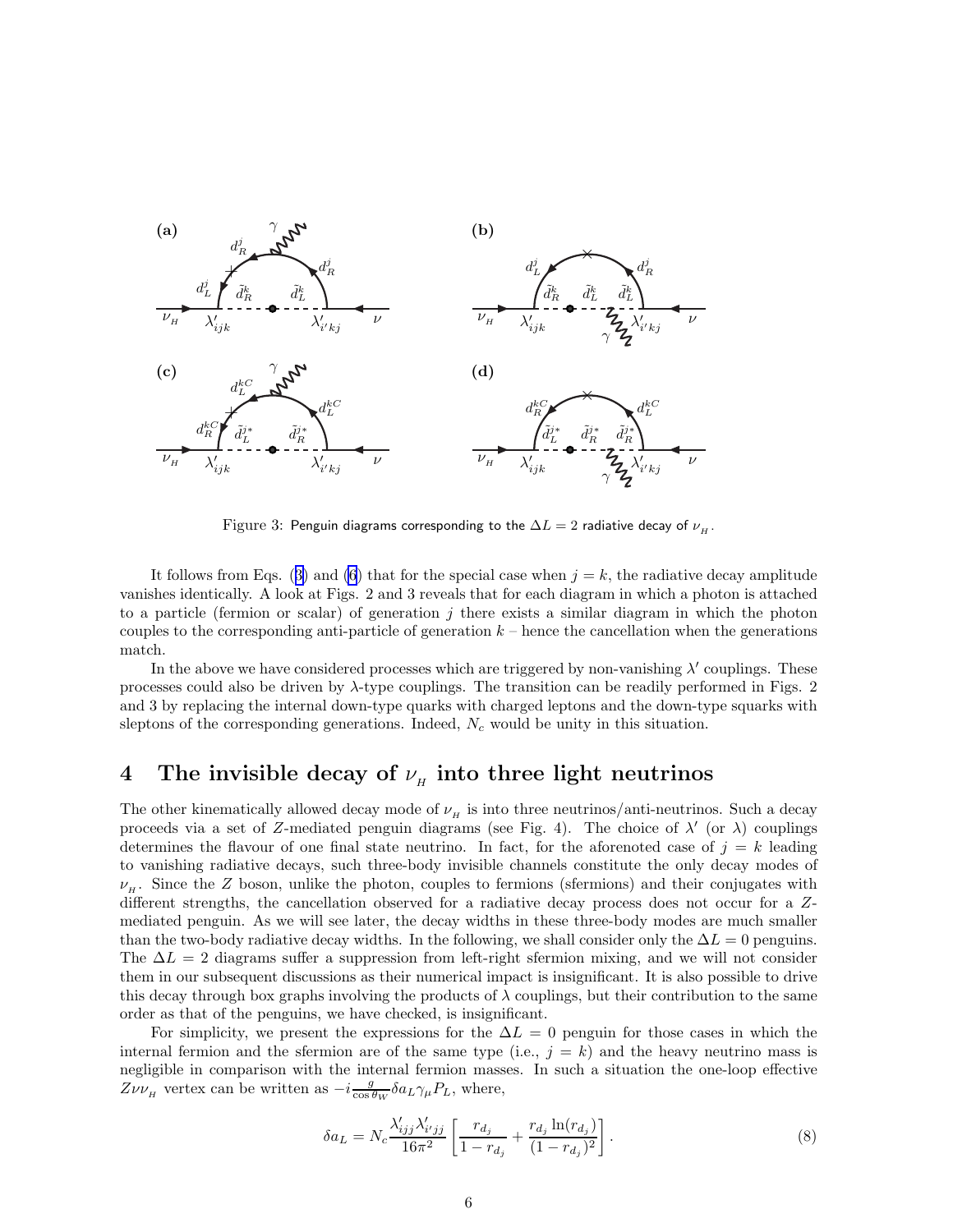Figure 3: Penguin diagrams corresponding to the $\Delta L = 2$ radiative decay of $\nu_{_H}$.

It follows from Eqs. (3) and (6) that for the special case when $j = k$, the radiative decay amplitude vanishes identically. A look at Figs. 2 and 3 reveals that for each diagram in which a photon is attached to a particle (fermion or scalar) of generation $j$ there exists a similar diagram in which the photon couples to the corresponding anti-particle of generation $k$ – hence the cancellation when the generations match.

In the above we have considered processes which are triggered by non-vanishing $\lambda'$ couplings. These processes could also be driven by $\lambda$-type couplings. The transition can be readily performed in Figs. 2 and 3 by replacing the internal down-type quarks with charged leptons and the down-type squarks with sleptons of the corresponding generations. Indeed, $N_c$ would be unity in this situation.

# 4 The invisible decay of $\nu_{_H}$ into three light neutrinos

The other kinematically allowed decay mode of $\nu_{_H}$ is into three neutrinos/anti-neutrinos. Such a decay proceeds via a set of $Z$-mediated penguin diagrams (see Fig. 4). The choice of $\lambda'$ (or $\lambda$) couplings determines the flavour of one final state neutrino. In fact, for the aforenoted case of $j = k$ leading to vanishing radiative decays, such three-body invisible channels constitute the only decay modes of $\nu_{_H}$. Since the $Z$ boson, unlike the photon, couples to fermions (sfermions) and their conjugates with different strengths, the cancellation observed for a radiative decay process does not occur for a $Z$-mediated penguin. As we will see later, the decay widths in these three-body modes are much smaller than the two-body radiative decay widths. In the following, we shall consider only the $\Delta L = 0$ penguins. The $\Delta L = 2$ diagrams suffer a suppression from left-right sfermion mixing, and we will not consider them in our subsequent discussions as their numerical impact is insignificant. It is also possible to drive this decay through box graphs involving the products of $\lambda$ couplings, but their contribution to the same order as that of the penguins, we have checked, is insignificant.

For simplicity, we present the expressions for the $\Delta L = 0$ penguin for those cases in which the internal fermion and the sfermion are of the same type (i.e., $j = k$) and the heavy neutrino mass is negligible in comparison with the internal fermion masses. In such a situation the one-loop effective $Z\nu\nu_{_H}$ vertex can be written as $-i\frac{g}{\cos\theta_W}\delta a_L \gamma_\mu P_L$, where,

$$\delta a_L = N_c \frac{\lambda'_{ijj}\lambda'_{i'jj}}{16\pi^2}\left[\frac{r_{d_j}}{1-r_{d_j}} + \frac{r_{d_j}\ln(r_{d_j})}{(1-r_{d_j})^2}\right]. \tag{8}$$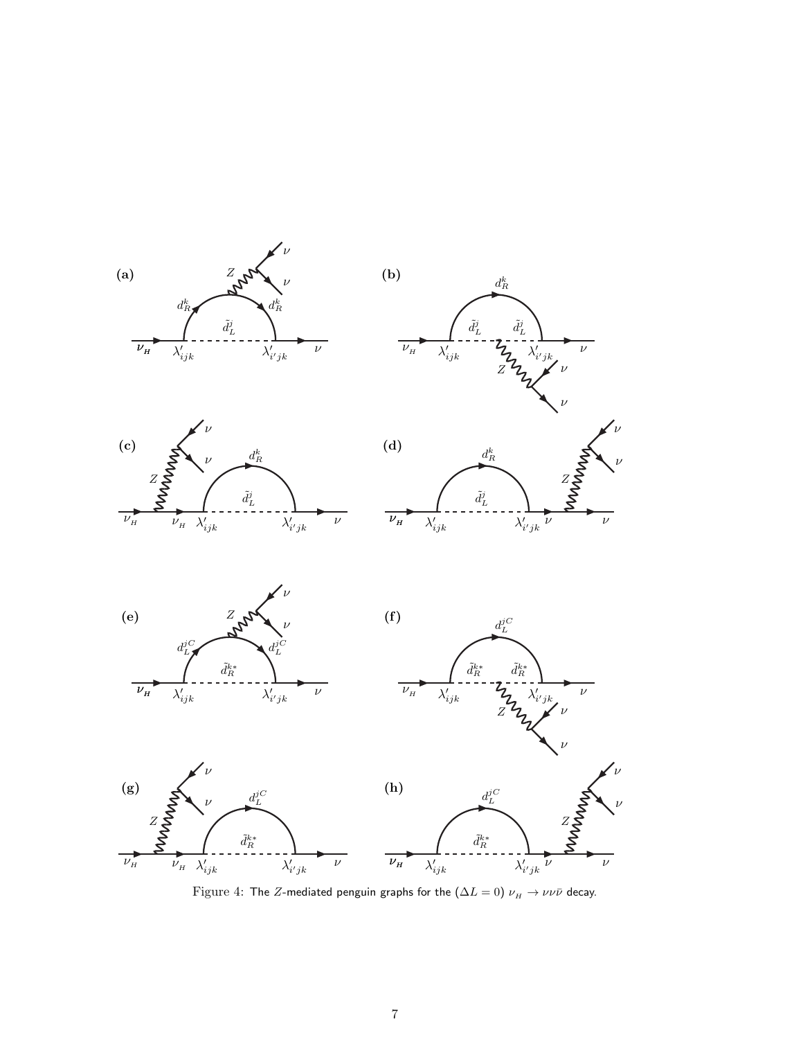Figure 4: The $Z$-mediated penguin graphs for the $(\Delta L = 0)$ $\nu_H \to \nu\nu\bar{\nu}$ decay.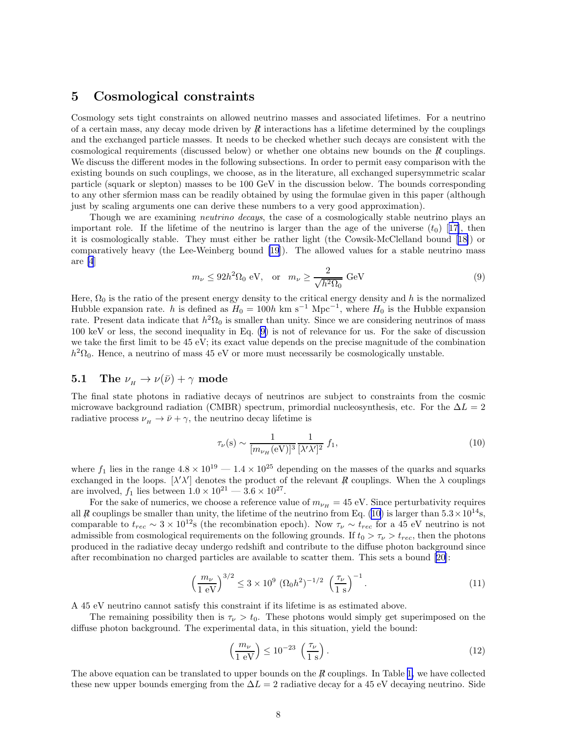## 5 Cosmological constraints

Cosmology sets tight constraints on allowed neutrino masses and associated lifetimes. For a neutrino of a certain mass, any decay mode driven by $\not R$ interactions has a lifetime determined by the couplings and the exchanged particle masses. It needs to be checked whether such decays are consistent with the cosmological requirements (discussed below) or whether one obtains new bounds on the $\not R$ couplings. We discuss the different modes in the following subsections. In order to permit easy comparison with the existing bounds on such couplings, we choose, as in the literature, all exchanged supersymmetric scalar particle (squark or slepton) masses to be 100 GeV in the discussion below. The bounds corresponding to any other sfermion mass can be readily obtained by using the formulae given in this paper (although just by scaling arguments one can derive these numbers to a very good approximation).

Though we are examining *neutrino decays*, the case of a cosmologically stable neutrino plays an important role. If the lifetime of the neutrino is larger than the age of the universe ($t_0$) [17], then it is cosmologically stable. They must either be rather light (the Cowsik-McClelland bound [18]) or comparatively heavy (the Lee-Weinberg bound [19]). The allowed values for a stable neutrino mass are [4]

$$m_\nu \leq 92 h^2 \Omega_0 \text{ eV}, \quad \text{or} \quad m_\nu \geq \frac{2}{\sqrt{h^2\Omega_0}} \text{ GeV} \tag{9}$$

Here, $\Omega_0$ is the ratio of the present energy density to the critical energy density and $h$ is the normalized Hubble expansion rate. $h$ is defined as $H_0 = 100h$ km s$^{-1}$ Mpc$^{-1}$, where $H_0$ is the Hubble expansion rate. Present data indicate that $h^2\Omega_0$ is smaller than unity. Since we are considering neutrinos of mass 100 keV or less, the second inequality in Eq. (9) is not of relevance for us. For the sake of discussion we take the first limit to be 45 eV; its exact value depends on the precise magnitude of the combination $h^2\Omega_0$. Hence, a neutrino of mass 45 eV or more must necessarily be cosmologically unstable.

### 5.1 The $\nu_H \to \nu(\bar\nu) + \gamma$ mode

The final state photons in radiative decays of neutrinos are subject to constraints from the cosmic microwave background radiation (CMBR) spectrum, primordial nucleosynthesis, etc. For the $\Delta L = 2$ radiative process $\nu_H \to \bar\nu + \gamma$, the neutrino decay lifetime is

$$\tau_\nu(\text{s}) \sim \frac{1}{[m_{\nu_H}(\text{eV})]^3} \frac{1}{[\lambda'\lambda']^2} f_1, \tag{10}$$

where $f_1$ lies in the range $4.8 \times 10^{19}$ — $1.4 \times 10^{25}$ depending on the masses of the quarks and squarks exchanged in the loops. $[\lambda'\lambda']$ denotes the product of the relevant $\not R$ couplings. When the $\lambda$ couplings are involved, $f_1$ lies between $1.0 \times 10^{21}$ — $3.6 \times 10^{27}$.

For the sake of numerics, we choose a reference value of $m_{\nu_H} = 45$ eV. Since perturbativity requires all $\not R$ couplings be smaller than unity, the lifetime of the neutrino from Eq. (10) is larger than $5.3 \times 10^{14}$s, comparable to $t_{rec} \sim 3 \times 10^{12}$s (the recombination epoch). Now $\tau_\nu \sim t_{rec}$ for a 45 eV neutrino is not admissible from cosmological requirements on the following grounds. If $t_0 > \tau_\nu > t_{rec}$, then the photons produced in the radiative decay undergo redshift and contribute to the diffuse photon background since after recombination no charged particles are available to scatter them. This sets a bound [20]:

$$\left(\frac{m_\nu}{1 \text{ eV}}\right)^{3/2} \leq 3 \times 10^9 \ (\Omega_0 h^2)^{-1/2} \ \left(\frac{\tau_\nu}{1 \text{ s}}\right)^{-1}. \tag{11}$$

A 45 eV neutrino cannot satisfy this constraint if its lifetime is as estimated above.

The remaining possibility then is $\tau_\nu > t_0$. These photons would simply get superimposed on the diffuse photon background. The experimental data, in this situation, yield the bound:

$$\left(\frac{m_\nu}{1 \text{ eV}}\right) \leq 10^{-23} \ \left(\frac{\tau_\nu}{1 \text{ s}}\right). \tag{12}$$

The above equation can be translated to upper bounds on the $\not R$ couplings. In Table 1, we have collected these new upper bounds emerging from the $\Delta L = 2$ radiative decay for a 45 eV decaying neutrino. Side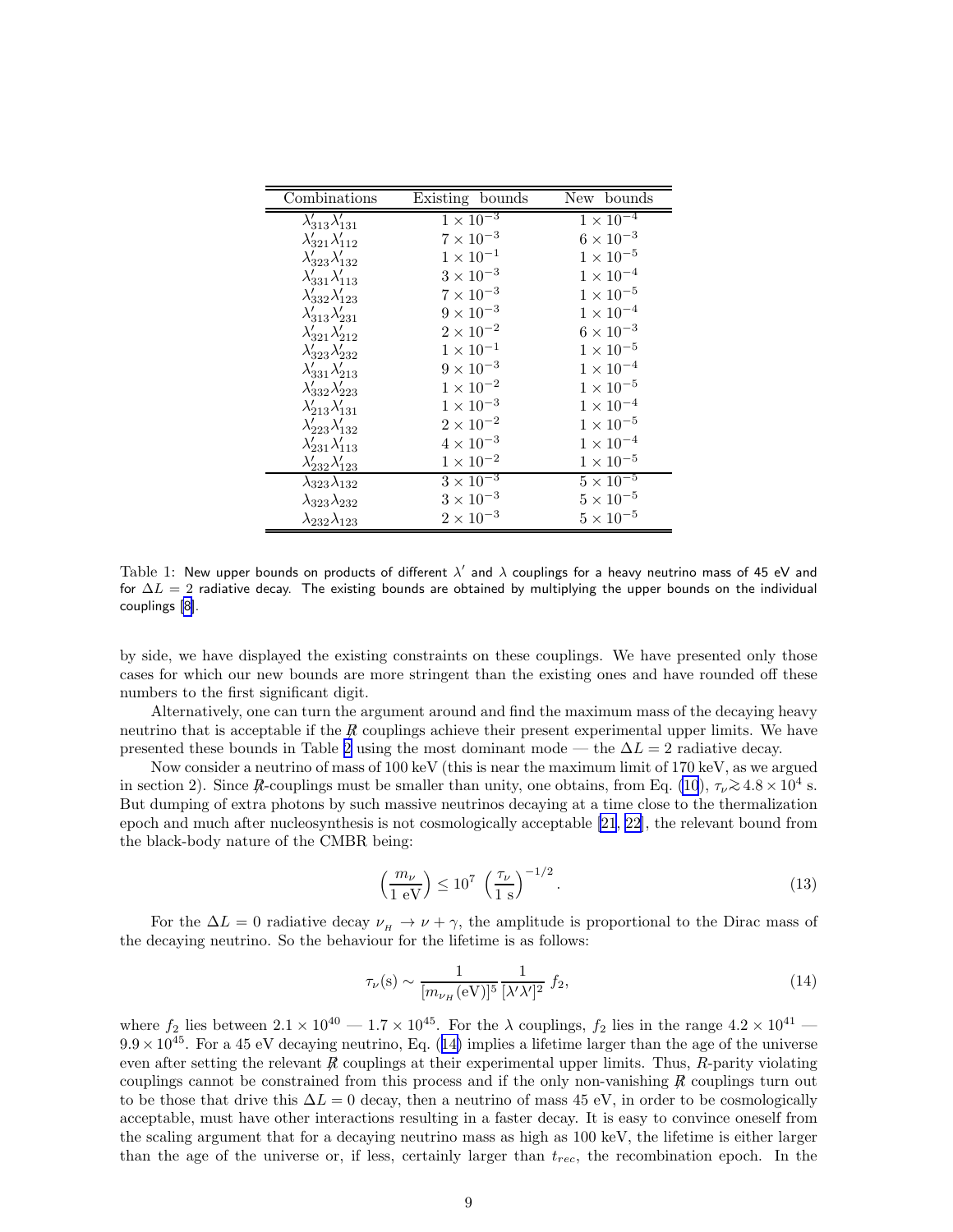| Combinations | Existing bounds | New bounds |
|---|---|---|
| $\lambda'_{313}\lambda'_{131}$ | $1\times10^{-3}$ | $1\times10^{-4}$ |
| $\lambda'_{321}\lambda'_{112}$ | $7\times10^{-3}$ | $6\times10^{-3}$ |
| $\lambda'_{323}\lambda'_{132}$ | $1\times10^{-1}$ | $1\times10^{-5}$ |
| $\lambda'_{331}\lambda'_{113}$ | $3\times10^{-3}$ | $1\times10^{-4}$ |
| $\lambda'_{332}\lambda'_{123}$ | $7\times10^{-3}$ | $1\times10^{-5}$ |
| $\lambda'_{313}\lambda'_{231}$ | $9\times10^{-3}$ | $1\times10^{-4}$ |
| $\lambda'_{321}\lambda'_{212}$ | $2\times10^{-2}$ | $6\times10^{-3}$ |
| $\lambda'_{323}\lambda'_{232}$ | $1\times10^{-1}$ | $1\times10^{-5}$ |
| $\lambda'_{331}\lambda'_{213}$ | $9\times10^{-3}$ | $1\times10^{-4}$ |
| $\lambda'_{332}\lambda'_{223}$ | $1\times10^{-2}$ | $1\times10^{-5}$ |
| $\lambda'_{213}\lambda'_{131}$ | $1\times10^{-3}$ | $1\times10^{-4}$ |
| $\lambda'_{223}\lambda'_{132}$ | $2\times10^{-2}$ | $1\times10^{-5}$ |
| $\lambda'_{231}\lambda'_{113}$ | $4\times10^{-3}$ | $1\times10^{-4}$ |
| $\lambda'_{232}\lambda'_{123}$ | $1\times10^{-2}$ | $1\times10^{-5}$ |
| $\lambda_{323}\lambda_{132}$ | $3\times10^{-3}$ | $5\times10^{-5}$ |
| $\lambda_{323}\lambda_{232}$ | $3\times10^{-3}$ | $5\times10^{-5}$ |
| $\lambda_{232}\lambda_{123}$ | $2\times10^{-3}$ | $5\times10^{-5}$ |

Table 1: New upper bounds on products of different $\lambda'$ and $\lambda$ couplings for a heavy neutrino mass of 45 eV and for $\Delta L = 2$ radiative decay. The existing bounds are obtained by multiplying the upper bounds on the individual couplings [8].

by side, we have displayed the existing constraints on these couplings. We have presented only those cases for which our new bounds are more stringent than the existing ones and have rounded off these numbers to the first significant digit.

Alternatively, one can turn the argument around and find the maximum mass of the decaying heavy neutrino that is acceptable if the $\not{R}$ couplings achieve their present experimental upper limits. We have presented these bounds in Table 2 using the most dominant mode — the $\Delta L = 2$ radiative decay.

Now consider a neutrino of mass of 100 keV (this is near the maximum limit of 170 keV, as we argued in section 2). Since $\not{R}$-couplings must be smaller than unity, one obtains, from Eq. (10), $\tau_\nu \gtrsim 4.8\times10^4$ s. But dumping of extra photons by such massive neutrinos decaying at a time close to the thermalization epoch and much after nucleosynthesis is not cosmologically acceptable [21, 22], the relevant bound from the black-body nature of the CMBR being:

$$\left(\frac{m_\nu}{1\ \text{eV}}\right) \leq 10^7\ \left(\frac{\tau_\nu}{1\ \text{s}}\right)^{-1/2}. \tag{13}$$

For the $\Delta L = 0$ radiative decay $\nu_{_H} \to \nu + \gamma$, the amplitude is proportional to the Dirac mass of the decaying neutrino. So the behaviour for the lifetime is as follows:

$$\tau_\nu(\text{s}) \sim \frac{1}{[m_{\nu_H}(\text{eV})]^5}\frac{1}{[\lambda'\lambda']^2}\ f_2, \tag{14}$$

where $f_2$ lies between $2.1\times10^{40}$ — $1.7\times10^{45}$. For the $\lambda$ couplings, $f_2$ lies in the range $4.2\times10^{41}$ — $9.9\times10^{45}$. For a 45 eV decaying neutrino, Eq. (14) implies a lifetime larger than the age of the universe even after setting the relevant $\not{R}$ couplings at their experimental upper limits. Thus, $R$-parity violating couplings cannot be constrained from this process and if the only non-vanishing $\not{R}$ couplings turn out to be those that drive this $\Delta L = 0$ decay, then a neutrino of mass 45 eV, in order to be cosmologically acceptable, must have other interactions resulting in a faster decay. It is easy to convince oneself from the scaling argument that for a decaying neutrino mass as high as 100 keV, the lifetime is either larger than the age of the universe or, if less, certainly larger than $t_{rec}$, the recombination epoch. In the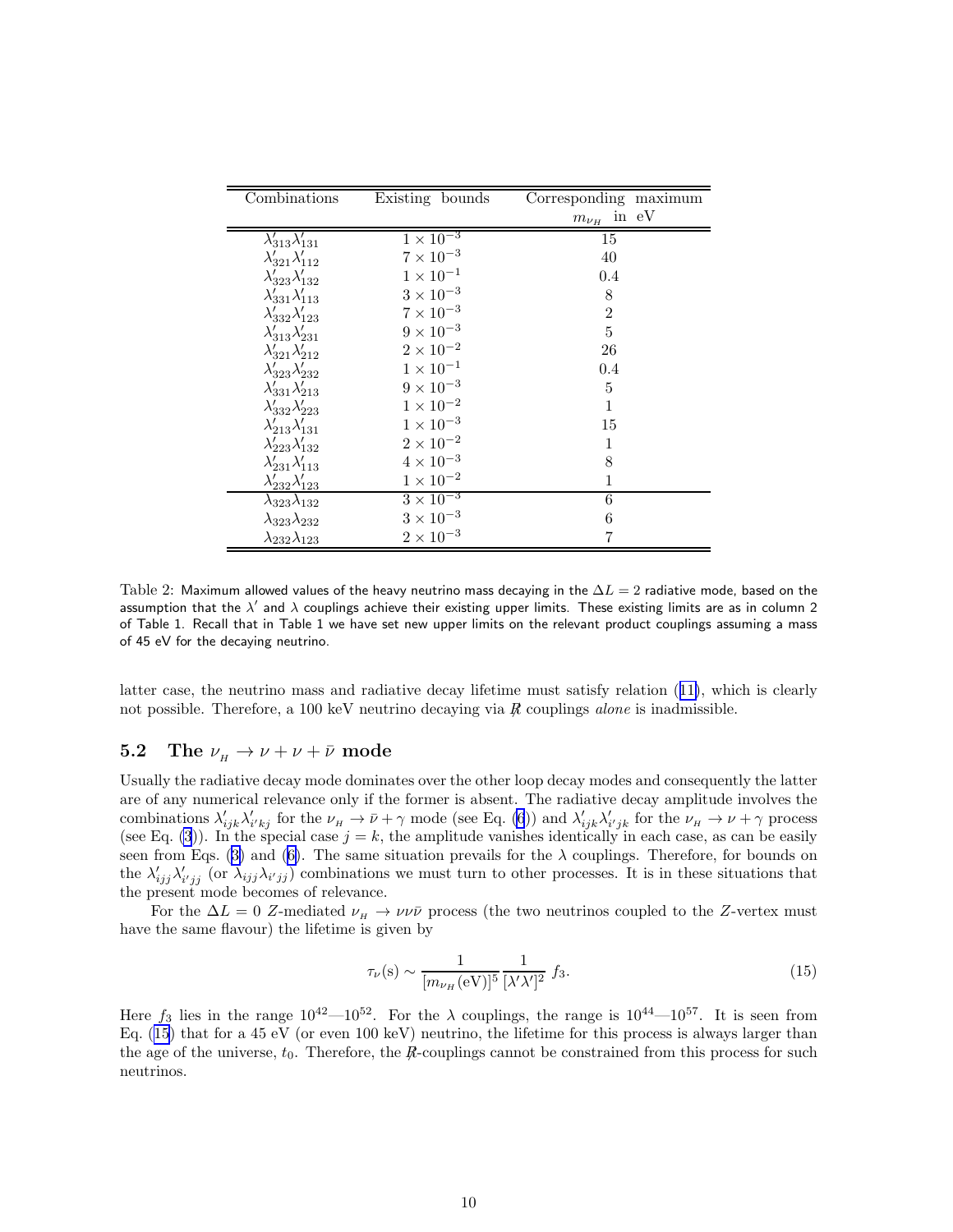| Combinations | Existing bounds | Corresponding maximum $m_{\nu_H}$ in eV |
|---|---|---|
| $\lambda'_{313}\lambda'_{131}$ | $1\times10^{-3}$ | 15 |
| $\lambda'_{321}\lambda'_{112}$ | $7\times10^{-3}$ | 40 |
| $\lambda'_{323}\lambda'_{132}$ | $1\times10^{-1}$ | 0.4 |
| $\lambda'_{331}\lambda'_{113}$ | $3\times10^{-3}$ | 8 |
| $\lambda'_{332}\lambda'_{123}$ | $7\times10^{-3}$ | 2 |
| $\lambda'_{313}\lambda'_{231}$ | $9\times10^{-3}$ | 5 |
| $\lambda'_{321}\lambda'_{212}$ | $2\times10^{-2}$ | 26 |
| $\lambda'_{323}\lambda'_{232}$ | $1\times10^{-1}$ | 0.4 |
| $\lambda'_{331}\lambda'_{213}$ | $9\times10^{-3}$ | 5 |
| $\lambda'_{332}\lambda'_{223}$ | $1\times10^{-2}$ | 1 |
| $\lambda'_{213}\lambda'_{131}$ | $1\times10^{-3}$ | 15 |
| $\lambda'_{223}\lambda'_{132}$ | $2\times10^{-2}$ | 1 |
| $\lambda'_{231}\lambda'_{113}$ | $4\times10^{-3}$ | 8 |
| $\lambda'_{232}\lambda'_{123}$ | $1\times10^{-2}$ | 1 |
| $\lambda_{323}\lambda_{132}$ | $3\times10^{-3}$ | 6 |
| $\lambda_{323}\lambda_{232}$ | $3\times10^{-3}$ | 6 |
| $\lambda_{232}\lambda_{123}$ | $2\times10^{-3}$ | 7 |

Table 2: Maximum allowed values of the heavy neutrino mass decaying in the $\Delta L = 2$ radiative mode, based on the assumption that the $\lambda'$ and $\lambda$ couplings achieve their existing upper limits. These existing limits are as in column 2 of Table 1. Recall that in Table 1 we have set new upper limits on the relevant product couplings assuming a mass of 45 eV for the decaying neutrino.

latter case, the neutrino mass and radiative decay lifetime must satisfy relation (11), which is clearly not possible. Therefore, a 100 keV neutrino decaying via $\not{R}$ couplings *alone* is inadmissible.

### 5.2 The $\nu_H \to \nu + \nu + \bar{\nu}$ mode

Usually the radiative decay mode dominates over the other loop decay modes and consequently the latter are of any numerical relevance only if the former is absent. The radiative decay amplitude involves the combinations $\lambda'_{ijk}\lambda'_{i'kj}$ for the $\nu_H \to \bar{\nu} + \gamma$ mode (see Eq. (6)) and $\lambda'_{ijk}\lambda'_{i'jk}$ for the $\nu_H \to \nu + \gamma$ process (see Eq. (3)). In the special case $j = k$, the amplitude vanishes identically in each case, as can be easily seen from Eqs. (3) and (6). The same situation prevails for the $\lambda$ couplings. Therefore, for bounds on the $\lambda'_{ijj}\lambda'_{i'jj}$ (or $\lambda_{ijj}\lambda_{i'jj}$) combinations we must turn to other processes. It is in these situations that the present mode becomes of relevance.

For the $\Delta L = 0$ $Z$-mediated $\nu_H \to \nu\nu\bar{\nu}$ process (the two neutrinos coupled to the $Z$-vertex must have the same flavour) the lifetime is given by

$$\tau_\nu(\mathrm{s}) \sim \frac{1}{[m_{\nu_H}(\mathrm{eV})]^5} \frac{1}{[\lambda'\lambda']^2}\, f_3. \tag{15}$$

Here $f_3$ lies in the range $10^{42}$—$10^{52}$. For the $\lambda$ couplings, the range is $10^{44}$—$10^{57}$. It is seen from Eq. (15) that for a 45 eV (or even 100 keV) neutrino, the lifetime for this process is always larger than the age of the universe, $t_0$. Therefore, the $\not{R}$-couplings cannot be constrained from this process for such neutrinos.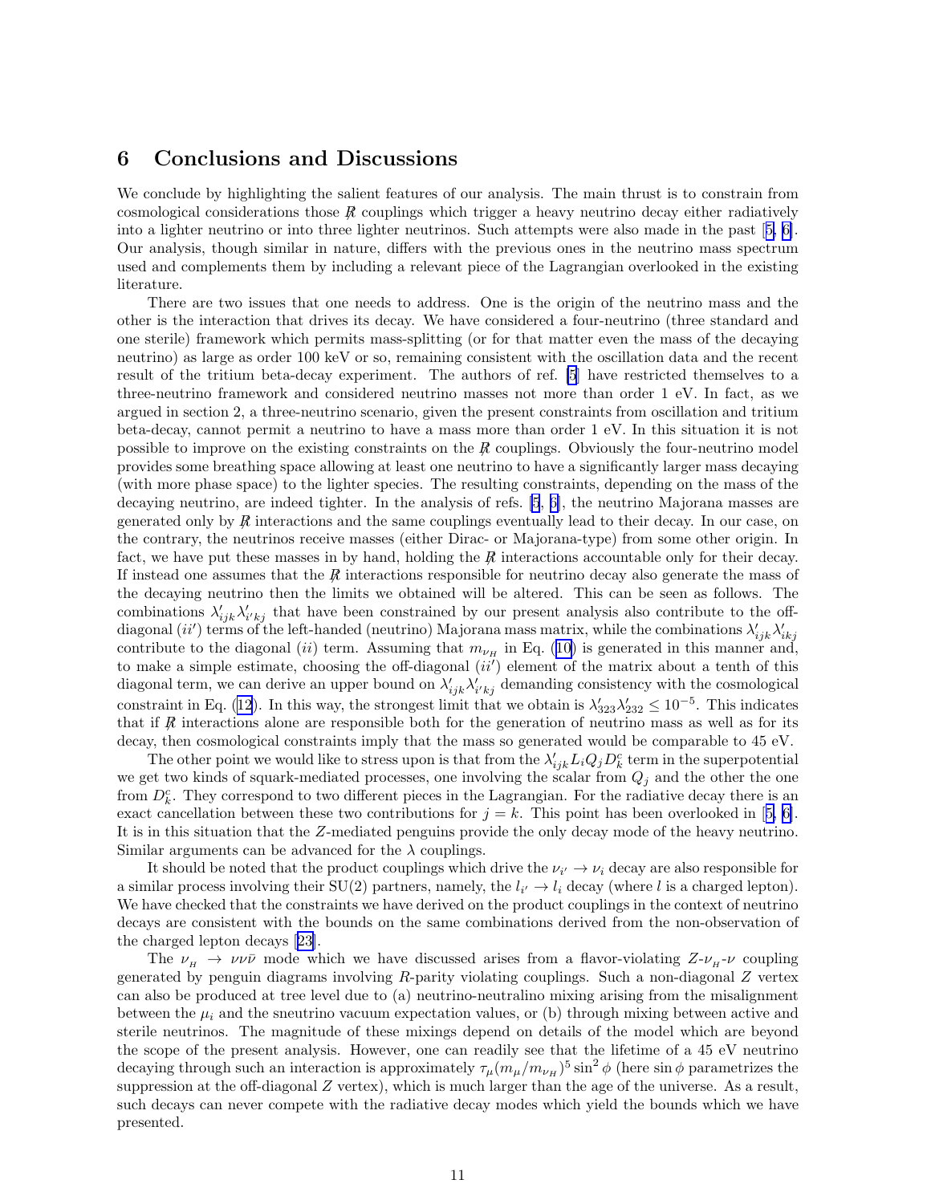# 6 Conclusions and Discussions

We conclude by highlighting the salient features of our analysis. The main thrust is to constrain from cosmological considerations those $\not{R}$ couplings which trigger a heavy neutrino decay either radiatively into a lighter neutrino or into three lighter neutrinos. Such attempts were also made in the past [5, 6]. Our analysis, though similar in nature, differs with the previous ones in the neutrino mass spectrum used and complements them by including a relevant piece of the Lagrangian overlooked in the existing literature.

There are two issues that one needs to address. One is the origin of the neutrino mass and the other is the interaction that drives its decay. We have considered a four-neutrino (three standard and one sterile) framework which permits mass-splitting (or for that matter even the mass of the decaying neutrino) as large as order 100 keV or so, remaining consistent with the oscillation data and the recent result of the tritium beta-decay experiment. The authors of ref. [5] have restricted themselves to a three-neutrino framework and considered neutrino masses not more than order 1 eV. In fact, as we argued in section 2, a three-neutrino scenario, given the present constraints from oscillation and tritium beta-decay, cannot permit a neutrino to have a mass more than order 1 eV. In this situation it is not possible to improve on the existing constraints on the $\not{R}$ couplings. Obviously the four-neutrino model provides some breathing space allowing at least one neutrino to have a significantly larger mass decaying (with more phase space) to the lighter species. The resulting constraints, depending on the mass of the decaying neutrino, are indeed tighter. In the analysis of refs. [5, 6], the neutrino Majorana masses are generated only by $\not{R}$ interactions and the same couplings eventually lead to their decay. In our case, on the contrary, the neutrinos receive masses (either Dirac- or Majorana-type) from some other origin. In fact, we have put these masses in by hand, holding the $\not{R}$ interactions accountable only for their decay. If instead one assumes that the $\not{R}$ interactions responsible for neutrino decay also generate the mass of the decaying neutrino then the limits we obtained will be altered. This can be seen as follows. The combinations $\lambda'_{ijk}\lambda'_{i'kj}$ that have been constrained by our present analysis also contribute to the off-diagonal $(ii')$ terms of the left-handed (neutrino) Majorana mass matrix, while the combinations $\lambda'_{ijk}\lambda'_{ikj}$ contribute to the diagonal $(ii)$ term. Assuming that $m_{\nu_H}$ in Eq. (10) is generated in this manner and, to make a simple estimate, choosing the off-diagonal $(ii')$ element of the matrix about a tenth of this diagonal term, we can derive an upper bound on $\lambda'_{ijk}\lambda'_{i'kj}$ demanding consistency with the cosmological constraint in Eq. (12). In this way, the strongest limit that we obtain is $\lambda'_{323}\lambda'_{232} \leq 10^{-5}$. This indicates that if $\not{R}$ interactions alone are responsible both for the generation of neutrino mass as well as for its decay, then cosmological constraints imply that the mass so generated would be comparable to 45 eV.

The other point we would like to stress upon is that from the $\lambda'_{ijk}L_iQ_jD^c_k$ term in the superpotential we get two kinds of squark-mediated processes, one involving the scalar from $Q_j$ and the other the one from $D^c_k$. They correspond to two different pieces in the Lagrangian. For the radiative decay there is an exact cancellation between these two contributions for $j = k$. This point has been overlooked in [5, 6]. It is in this situation that the $Z$-mediated penguins provide the only decay mode of the heavy neutrino. Similar arguments can be advanced for the $\lambda$ couplings.

It should be noted that the product couplings which drive the $\nu_{i'} \to \nu_i$ decay are also responsible for a similar process involving their SU(2) partners, namely, the $l_{i'} \to l_i$ decay (where $l$ is a charged lepton). We have checked that the constraints we have derived on the product couplings in the context of neutrino decays are consistent with the bounds on the same combinations derived from the non-observation of the charged lepton decays [23].

The $\nu_H \to \nu\nu\bar{\nu}$ mode which we have discussed arises from a flavor-violating $Z$-$\nu_H$-$\nu$ coupling generated by penguin diagrams involving $R$-parity violating couplings. Such a non-diagonal $Z$ vertex can also be produced at tree level due to (a) neutrino-neutralino mixing arising from the misalignment between the $\mu_i$ and the sneutrino vacuum expectation values, or (b) through mixing between active and sterile neutrinos. The magnitude of these mixings depend on details of the model which are beyond the scope of the present analysis. However, one can readily see that the lifetime of a 45 eV neutrino decaying through such an interaction is approximately $\tau_\mu (m_\mu/m_{\nu_H})^5 \sin^2\phi$ (here $\sin\phi$ parametrizes the suppression at the off-diagonal $Z$ vertex), which is much larger than the age of the universe. As a result, such decays can never compete with the radiative decay modes which yield the bounds which we have presented.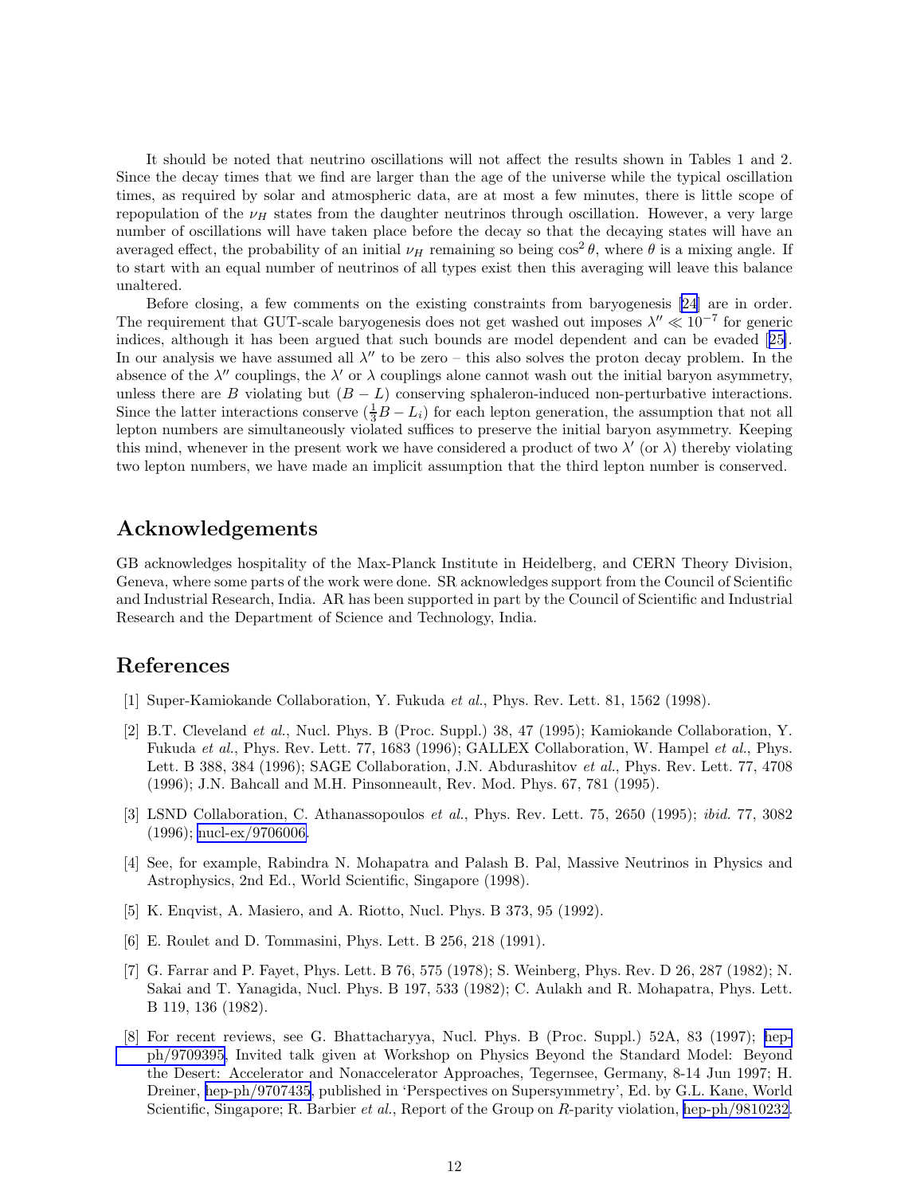It should be noted that neutrino oscillations will not affect the results shown in Tables 1 and 2. Since the decay times that we find are larger than the age of the universe while the typical oscillation times, as required by solar and atmospheric data, are at most a few minutes, there is little scope of repopulation of the $\nu_H$ states from the daughter neutrinos through oscillation. However, a very large number of oscillations will have taken place before the decay so that the decaying states will have an averaged effect, the probability of an initial $\nu_H$ remaining so being $\cos^2\theta$, where $\theta$ is a mixing angle. If to start with an equal number of neutrinos of all types exist then this averaging will leave this balance unaltered.

Before closing, a few comments on the existing constraints from baryogenesis [24] are in order. The requirement that GUT-scale baryogenesis does not get washed out imposes $\lambda'' \ll 10^{-7}$ for generic indices, although it has been argued that such bounds are model dependent and can be evaded [25]. In our analysis we have assumed all $\lambda''$ to be zero – this also solves the proton decay problem. In the absence of the $\lambda''$ couplings, the $\lambda'$ or $\lambda$ couplings alone cannot wash out the initial baryon asymmetry, unless there are $B$ violating but $(B-L)$ conserving sphaleron-induced non-perturbative interactions. Since the latter interactions conserve $(\frac{1}{3}B - L_i)$ for each lepton generation, the assumption that not all lepton numbers are simultaneously violated suffices to preserve the initial baryon asymmetry. Keeping this mind, whenever in the present work we have considered a product of two $\lambda'$ (or $\lambda$) thereby violating two lepton numbers, we have made an implicit assumption that the third lepton number is conserved.

## Acknowledgements

GB acknowledges hospitality of the Max-Planck Institute in Heidelberg, and CERN Theory Division, Geneva, where some parts of the work were done. SR acknowledges support from the Council of Scientific and Industrial Research, India. AR has been supported in part by the Council of Scientific and Industrial Research and the Department of Science and Technology, India.

## References

[1] Super-Kamiokande Collaboration, Y. Fukuda *et al.*, Phys. Rev. Lett. 81, 1562 (1998).

[2] B.T. Cleveland *et al.*, Nucl. Phys. B (Proc. Suppl.) 38, 47 (1995); Kamiokande Collaboration, Y. Fukuda *et al.*, Phys. Rev. Lett. 77, 1683 (1996); GALLEX Collaboration, W. Hampel *et al.*, Phys. Lett. B 388, 384 (1996); SAGE Collaboration, J.N. Abdurashitov *et al.*, Phys. Rev. Lett. 77, 4708 (1996); J.N. Bahcall and M.H. Pinsonneault, Rev. Mod. Phys. 67, 781 (1995).

[3] LSND Collaboration, C. Athanassopoulos *et al.*, Phys. Rev. Lett. 75, 2650 (1995); *ibid.* 77, 3082 (1996); nucl-ex/9706006.

[4] See, for example, Rabindra N. Mohapatra and Palash B. Pal, Massive Neutrinos in Physics and Astrophysics, 2nd Ed., World Scientific, Singapore (1998).

[5] K. Enqvist, A. Masiero, and A. Riotto, Nucl. Phys. B 373, 95 (1992).

[6] E. Roulet and D. Tommasini, Phys. Lett. B 256, 218 (1991).

[7] G. Farrar and P. Fayet, Phys. Lett. B 76, 575 (1978); S. Weinberg, Phys. Rev. D 26, 287 (1982); N. Sakai and T. Yanagida, Nucl. Phys. B 197, 533 (1982); C. Aulakh and R. Mohapatra, Phys. Lett. B 119, 136 (1982).

[8] For recent reviews, see G. Bhattacharyya, Nucl. Phys. B (Proc. Suppl.) 52A, 83 (1997); hep-ph/9709395, Invited talk given at Workshop on Physics Beyond the Standard Model: Beyond the Desert: Accelerator and Nonaccelerator Approaches, Tegernsee, Germany, 8-14 Jun 1997; H. Dreiner, hep-ph/9707435, published in 'Perspectives on Supersymmetry', Ed. by G.L. Kane, World Scientific, Singapore; R. Barbier *et al.*, Report of the Group on $R$-parity violation, hep-ph/9810232.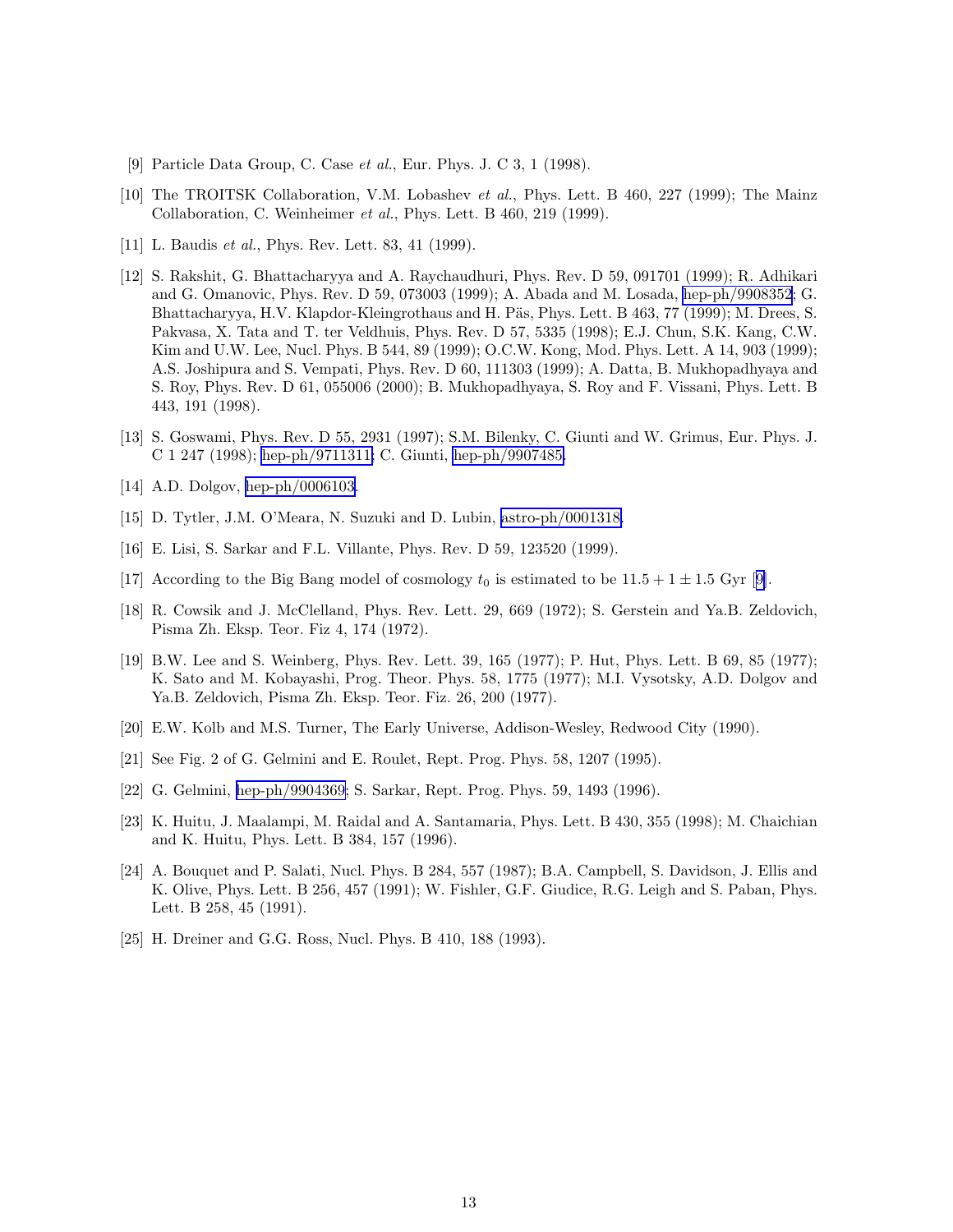[9] Particle Data Group, C. Case *et al.*, Eur. Phys. J. C 3, 1 (1998).

[10] The TROITSK Collaboration, V.M. Lobashev *et al.*, Phys. Lett. B 460, 227 (1999); The Mainz Collaboration, C. Weinheimer *et al.*, Phys. Lett. B 460, 219 (1999).

[11] L. Baudis *et al.*, Phys. Rev. Lett. 83, 41 (1999).

[12] S. Rakshit, G. Bhattacharyya and A. Raychaudhuri, Phys. Rev. D 59, 091701 (1999); R. Adhikari and G. Omanovic, Phys. Rev. D 59, 073003 (1999); A. Abada and M. Losada, hep-ph/9908352; G. Bhattacharyya, H.V. Klapdor-Kleingrothaus and H. Päs, Phys. Lett. B 463, 77 (1999); M. Drees, S. Pakvasa, X. Tata and T. ter Veldhuis, Phys. Rev. D 57, 5335 (1998); E.J. Chun, S.K. Kang, C.W. Kim and U.W. Lee, Nucl. Phys. B 544, 89 (1999); O.C.W. Kong, Mod. Phys. Lett. A 14, 903 (1999); A.S. Joshipura and S. Vempati, Phys. Rev. D 60, 111303 (1999); A. Datta, B. Mukhopadhyaya and S. Roy, Phys. Rev. D 61, 055006 (2000); B. Mukhopadhyaya, S. Roy and F. Vissani, Phys. Lett. B 443, 191 (1998).

[13] S. Goswami, Phys. Rev. D 55, 2931 (1997); S.M. Bilenky, C. Giunti and W. Grimus, Eur. Phys. J. C 1 247 (1998); hep-ph/9711311; C. Giunti, hep-ph/9907485.

[14] A.D. Dolgov, hep-ph/0006103.

[15] D. Tytler, J.M. O'Meara, N. Suzuki and D. Lubin, astro-ph/0001318.

[16] E. Lisi, S. Sarkar and F.L. Villante, Phys. Rev. D 59, 123520 (1999).

[17] According to the Big Bang model of cosmology $t_0$ is estimated to be $11.5 + 1 \pm 1.5$ Gyr [9].

[18] R. Cowsik and J. McClelland, Phys. Rev. Lett. 29, 669 (1972); S. Gerstein and Ya.B. Zeldovich, Pisma Zh. Eksp. Teor. Fiz 4, 174 (1972).

[19] B.W. Lee and S. Weinberg, Phys. Rev. Lett. 39, 165 (1977); P. Hut, Phys. Lett. B 69, 85 (1977); K. Sato and M. Kobayashi, Prog. Theor. Phys. 58, 1775 (1977); M.I. Vysotsky, A.D. Dolgov and Ya.B. Zeldovich, Pisma Zh. Eksp. Teor. Fiz. 26, 200 (1977).

[20] E.W. Kolb and M.S. Turner, The Early Universe, Addison-Wesley, Redwood City (1990).

[21] See Fig. 2 of G. Gelmini and E. Roulet, Rept. Prog. Phys. 58, 1207 (1995).

[22] G. Gelmini, hep-ph/9904369; S. Sarkar, Rept. Prog. Phys. 59, 1493 (1996).

[23] K. Huitu, J. Maalampi, M. Raidal and A. Santamaria, Phys. Lett. B 430, 355 (1998); M. Chaichian and K. Huitu, Phys. Lett. B 384, 157 (1996).

[24] A. Bouquet and P. Salati, Nucl. Phys. B 284, 557 (1987); B.A. Campbell, S. Davidson, J. Ellis and K. Olive, Phys. Lett. B 256, 457 (1991); W. Fishler, G.F. Giudice, R.G. Leigh and S. Paban, Phys. Lett. B 258, 45 (1991).

[25] H. Dreiner and G.G. Ross, Nucl. Phys. B 410, 188 (1993).